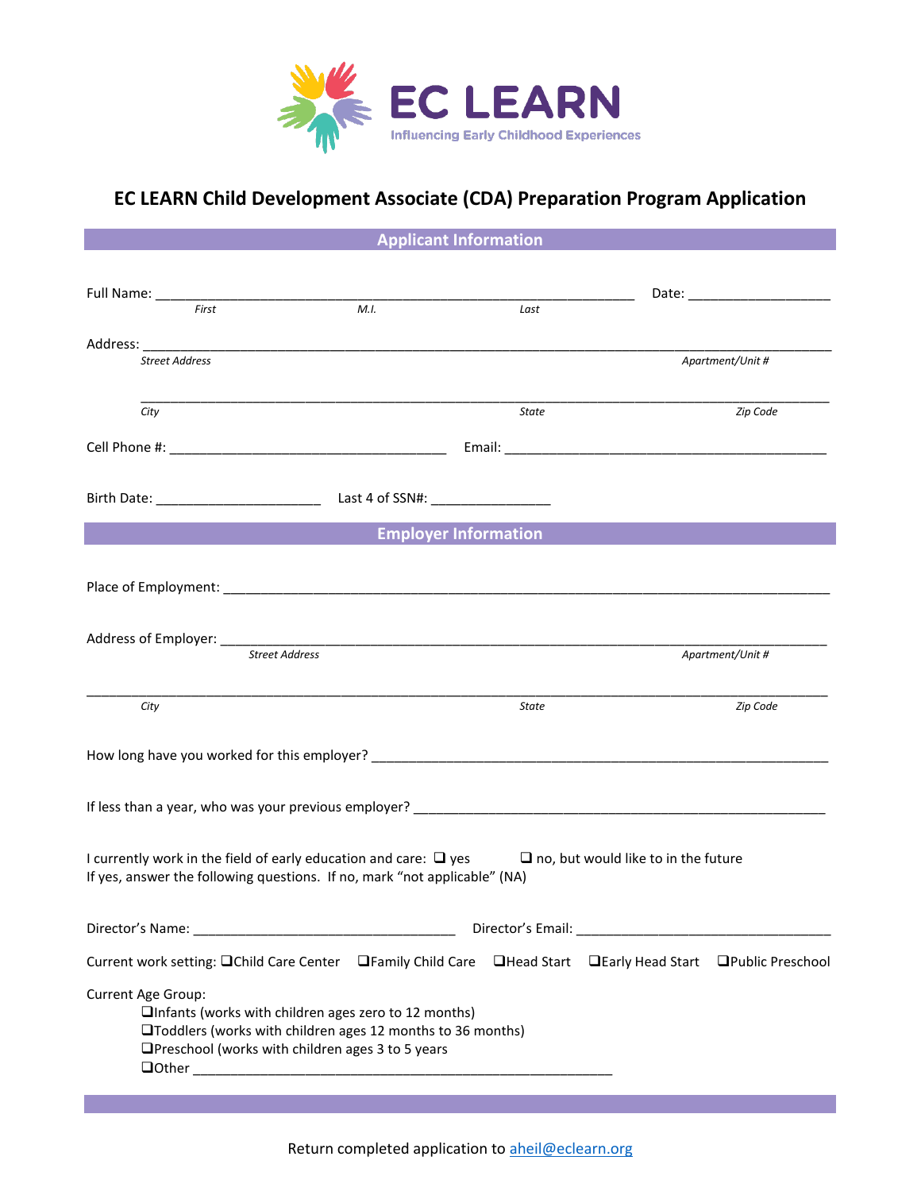EC LEARN

Influencing Early Childhood Experiences

# EC LEARN Child Development Associate (CDA) Preparation Program Application

## Applicant Information

Full Name: ________________________________________________ Date: ________________
*First* *M.I.* *Last*

Address: ______________________________________________________________________
*Street Address* *Apartment/Unit #*

______________________________________________________________________
*City* *State* *Zip Code*

Cell Phone #: ______________________________ Email: ____________________________________

Birth Date: ____________________ Last 4 of SSN#: ______________

## Employer Information

Place of Employment: ______________________________________________________________

Address of Employer: ______________________________________________________________
*Street Address* *Apartment/Unit #*

______________________________________________________________________
*City* *State* *Zip Code*

How long have you worked for this employer? _____________________________________________

If less than a year, who was your previous employer? ______________________________________

I currently work in the field of early education and care: ❑ yes ❑ no, but would like to in the future
If yes, answer the following questions. If no, mark "not applicable" (NA)

Director's Name: ____________________________ Director's Email: ____________________________

Current work setting: ❑Child Care Center ❑Family Child Care ❑Head Start ❑Early Head Start ❑Public Preschool

Current Age Group:

- ❑Infants (works with children ages zero to 12 months)
- ❑Toddlers (works with children ages 12 months to 36 months)
- ❑Preschool (works with children ages 3 to 5 years
- ❑Other ______________________________________________

Return completed application to aheil@eclearn.org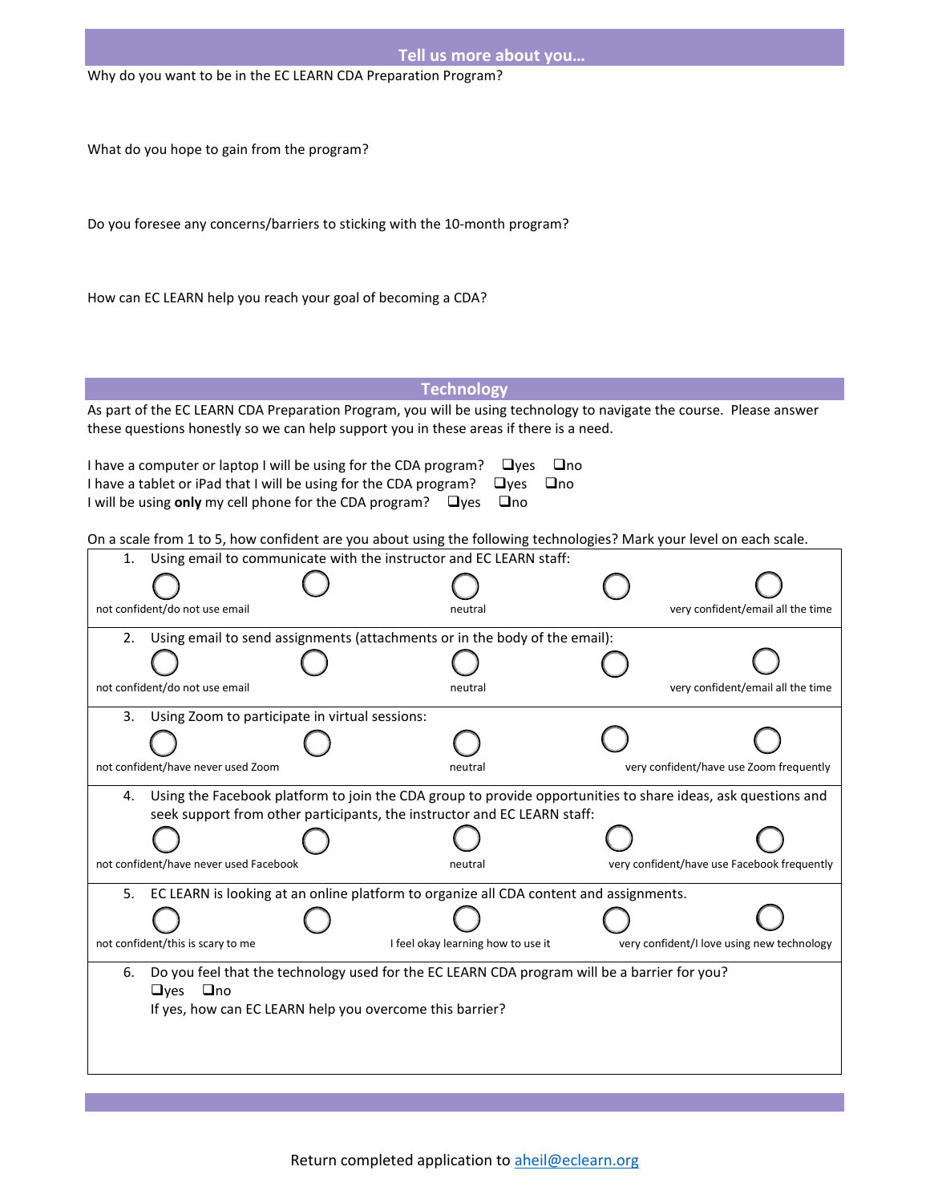## Tell us more about you…

Why do you want to be in the EC LEARN CDA Preparation Program?

What do you hope to gain from the program?

Do you foresee any concerns/barriers to sticking with the 10-month program?

How can EC LEARN help you reach your goal of becoming a CDA?

## Technology

As part of the EC LEARN CDA Preparation Program, you will be using technology to navigate the course. Please answer these questions honestly so we can help support you in these areas if there is a need.

I have a computer or laptop I will be using for the CDA program? ❑yes ❑no
I have a tablet or iPad that I will be using for the CDA program? ❑yes ❑no
I will be using **only** my cell phone for the CDA program? ❑yes ❑no

On a scale from 1 to 5, how confident are you about using the following technologies? Mark your level on each scale.

1. Using email to communicate with the instructor and EC LEARN staff:

   ○ ○ ○ ○ ○

   not confident/do not use email — neutral — very confident/email all the time

2. Using email to send assignments (attachments or in the body of the email):

   ○ ○ ○ ○ ○

   not confident/do not use email — neutral — very confident/email all the time

3. Using Zoom to participate in virtual sessions:

   ○ ○ ○ ○ ○

   not confident/have never used Zoom — neutral — very confident/have use Zoom frequently

4. Using the Facebook platform to join the CDA group to provide opportunities to share ideas, ask questions and seek support from other participants, the instructor and EC LEARN staff:

   ○ ○ ○ ○ ○

   not confident/have never used Facebook — neutral — very confident/have use Facebook frequently

5. EC LEARN is looking at an online platform to organize all CDA content and assignments.

   ○ ○ ○ ○ ○

   not confident/this is scary to me — I feel okay learning how to use it — very confident/I love using new technology

6. Do you feel that the technology used for the EC LEARN CDA program will be a barrier for you?

   ❑yes ❑no

   If yes, how can EC LEARN help you overcome this barrier?

Return completed application to aheil@eclearn.org